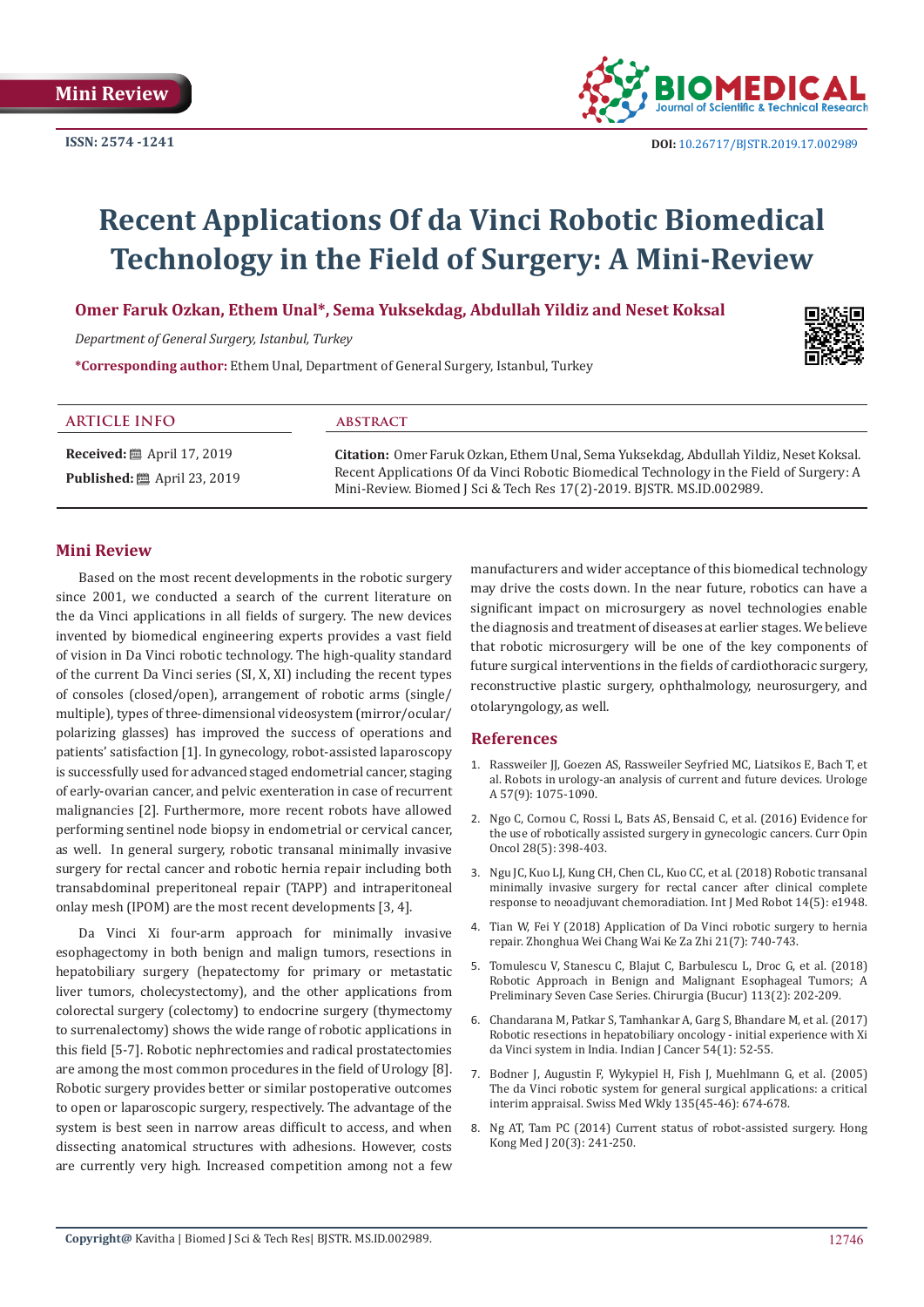Mini Review

ISSN: 2574 -1241

DOI: 10.26717/BJSTR.2019.17.002989

# Recent Applications Of da Vinci Robotic Biomedical Technology in the Field of Surgery: A Mini-Review

**Omer Faruk Ozkan, Ethem Unal*, Sema Yuksekdag, Abdullah Yildiz and Neset Koksal**

*Department of General Surgery, Istanbul, Turkey*

***Corresponding author:** Ethem Unal, Department of General Surgery, Istanbul, Turkey

## ARTICLE INFO

**Received:** April 17, 2019

**Published:** April 23, 2019

## ABSTRACT

**Citation:** Omer Faruk Ozkan, Ethem Unal, Sema Yuksekdag, Abdullah Yildiz, Neset Koksal. Recent Applications Of da Vinci Robotic Biomedical Technology in the Field of Surgery: A Mini-Review. Biomed J Sci & Tech Res 17(2)-2019. BJSTR. MS.ID.002989.

## Mini Review

Based on the most recent developments in the robotic surgery since 2001, we conducted a search of the current literature on the da Vinci applications in all fields of surgery. The new devices invented by biomedical engineering experts provides a vast field of vision in Da Vinci robotic technology. The high-quality standard of the current Da Vinci series (SI, X, XI) including the recent types of consoles (closed/open), arrangement of robotic arms (single/multiple), types of three-dimensional videosystem (mirror/ocular/polarizing glasses) has improved the success of operations and patients' satisfaction [1]. In gynecology, robot-assisted laparoscopy is successfully used for advanced staged endometrial cancer, staging of early-ovarian cancer, and pelvic exenteration in case of recurrent malignancies [2]. Furthermore, more recent robots have allowed performing sentinel node biopsy in endometrial or cervical cancer, as well. In general surgery, robotic transanal minimally invasive surgery for rectal cancer and robotic hernia repair including both transabdominal preperitoneal repair (TAPP) and intraperitoneal onlay mesh (IPOM) are the most recent developments [3, 4].

Da Vinci Xi four-arm approach for minimally invasive esophagectomy in both benign and malign tumors, resections in hepatobiliary surgery (hepatectomy for primary or metastatic liver tumors, cholecystectomy), and the other applications from colorectal surgery (colectomy) to endocrine surgery (thymectomy to surrenalectomy) shows the wide range of robotic applications in this field [5-7]. Robotic nephrectomies and radical prostatectomies are among the most common procedures in the field of Urology [8]. Robotic surgery provides better or similar postoperative outcomes to open or laparoscopic surgery, respectively. The advantage of the system is best seen in narrow areas difficult to access, and when dissecting anatomical structures with adhesions. However, costs are currently very high. Increased competition among not a few manufacturers and wider acceptance of this biomedical technology may drive the costs down. In the near future, robotics can have a significant impact on microsurgery as novel technologies enable the diagnosis and treatment of diseases at earlier stages. We believe that robotic microsurgery will be one of the key components of future surgical interventions in the fields of cardiothoracic surgery, reconstructive plastic surgery, ophthalmology, neurosurgery, and otolaryngology, as well.

## References

1. Rassweiler JJ, Goezen AS, Rassweiler Seyfried MC, Liatsikos E, Bach T, et al. Robots in urology-an analysis of current and future devices. Urologe A 57(9): 1075-1090.
2. Ngo C, Cornou C, Rossi L, Bats AS, Bensaid C, et al. (2016) Evidence for the use of robotically assisted surgery in gynecologic cancers. Curr Opin Oncol 28(5): 398-403.
3. Ngu JC, Kuo LJ, Kung CH, Chen CL, Kuo CC, et al. (2018) Robotic transanal minimally invasive surgery for rectal cancer after clinical complete response to neoadjuvant chemoradiation. Int J Med Robot 14(5): e1948.
4. Tian W, Fei Y (2018) Application of Da Vinci robotic surgery to hernia repair. Zhonghua Wei Chang Wai Ke Za Zhi 21(7): 740-743.
5. Tomulescu V, Stanescu C, Blajut C, Barbulescu L, Droc G, et al. (2018) Robotic Approach in Benign and Malignant Esophageal Tumors; A Preliminary Seven Case Series. Chirurgia (Bucur) 113(2): 202-209.
6. Chandarana M, Patkar S, Tamhankar A, Garg S, Bhandare M, et al. (2017) Robotic resections in hepatobiliary oncology - initial experience with Xi da Vinci system in India. Indian J Cancer 54(1): 52-55.
7. Bodner J, Augustin F, Wykypiel H, Fish J, Muehlmann G, et al. (2005) The da Vinci robotic system for general surgical applications: a critical interim appraisal. Swiss Med Wkly 135(45-46): 674-678.
8. Ng AT, Tam PC (2014) Current status of robot-assisted surgery. Hong Kong Med J 20(3): 241-250.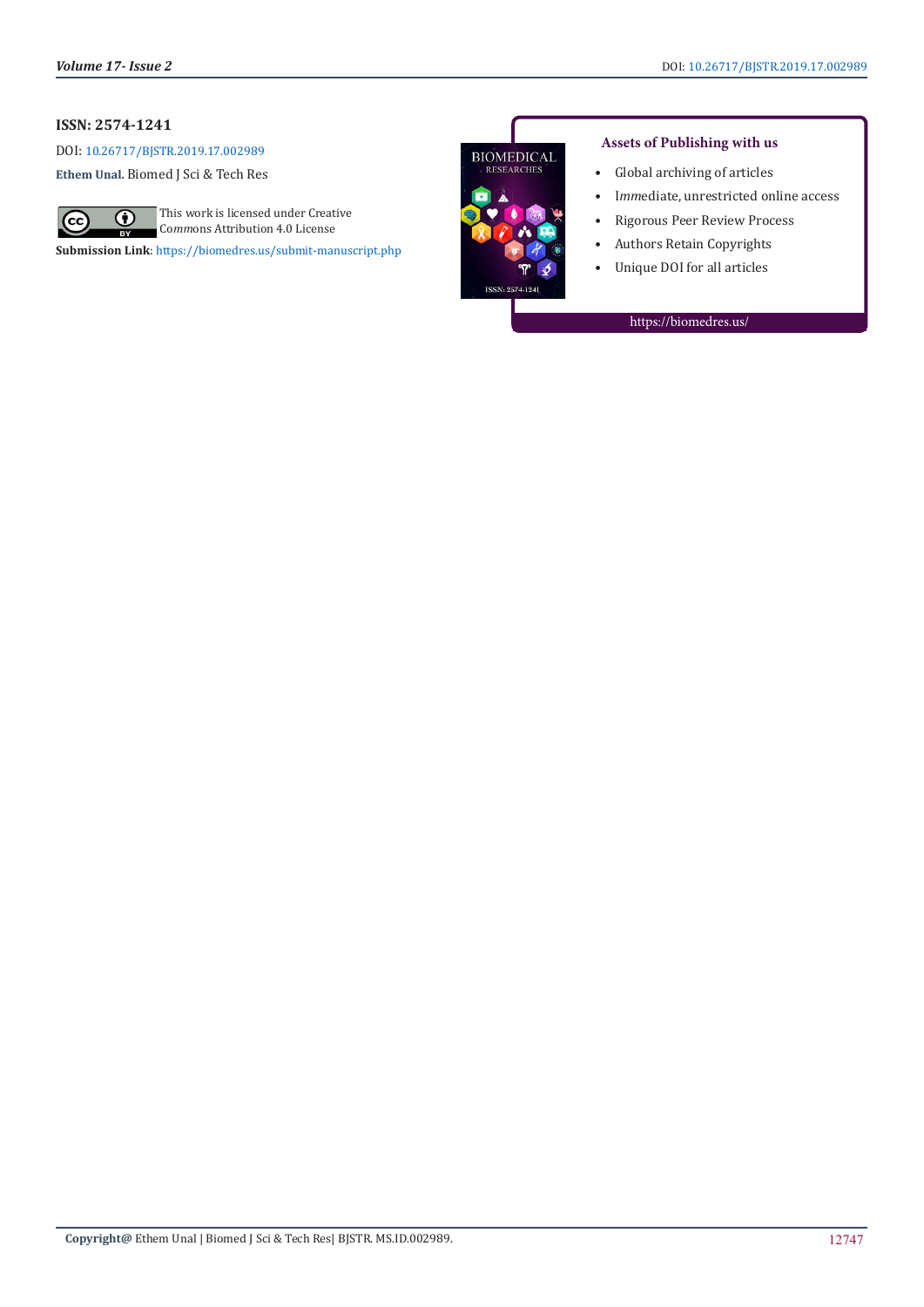ISSN: 2574-1241

DOI: 10.26717/BJSTR.2019.17.002989

**Ethem Unal**. Biomed J Sci & Tech Res

This work is licensed under Creative Commons Attribution 4.0 License

**Submission Link**: https://biomedres.us/submit-manuscript.php

### Assets of Publishing with us

- Global archiving of articles
- Immediate, unrestricted online access
- Rigorous Peer Review Process
- Authors Retain Copyrights
- Unique DOI for all articles

https://biomedres.us/